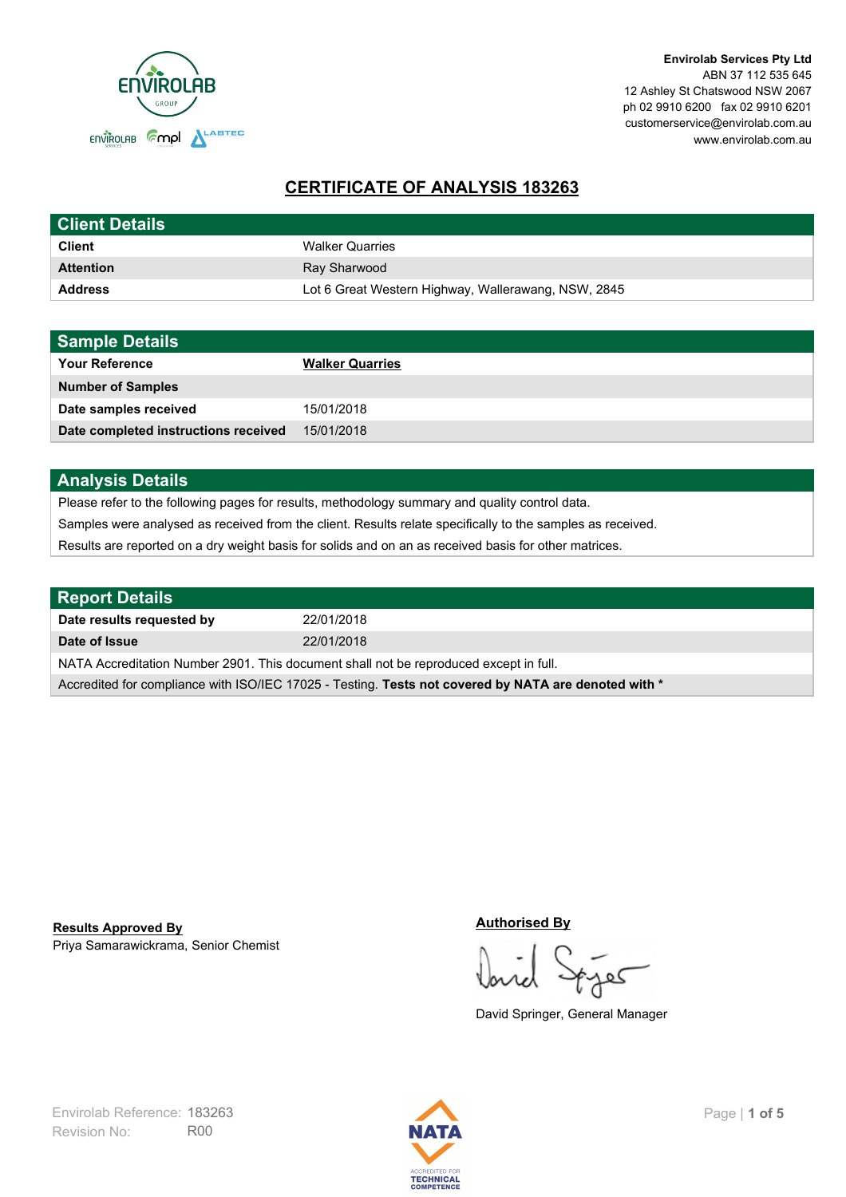Envirolab Services Pty Ltd
ABN 37 112 535 645
12 Ashley St Chatswood NSW 2067
ph 02 9910 6200 fax 02 9910 6201
customerservice@envirolab.com.au
www.envirolab.com.au

# CERTIFICATE OF ANALYSIS 183263

## Client Details

| | |
|---|---|
| **Client** | Walker Quarries |
| **Attention** | Ray Sharwood |
| **Address** | Lot 6 Great Western Highway, Wallerawang, NSW, 2845 |

## Sample Details

| | |
|---|---|
| **Your Reference** | **Walker Quarries** |
| **Number of Samples** | |
| **Date samples received** | 15/01/2018 |
| **Date completed instructions received** | 15/01/2018 |

## Analysis Details

Please refer to the following pages for results, methodology summary and quality control data.

Samples were analysed as received from the client. Results relate specifically to the samples as received.

Results are reported on a dry weight basis for solids and on an as received basis for other matrices.

## Report Details

| | |
|---|---|
| **Date results requested by** | 22/01/2018 |
| **Date of Issue** | 22/01/2018 |

NATA Accreditation Number 2901. This document shall not be reproduced except in full.

Accredited for compliance with ISO/IEC 17025 - Testing. **Tests not covered by NATA are denoted with ***

**Results Approved By**
Priya Samarawickrama, Senior Chemist

**Authorised By**
David Springer, General Manager

Envirolab Reference: 183263
Revision No: R00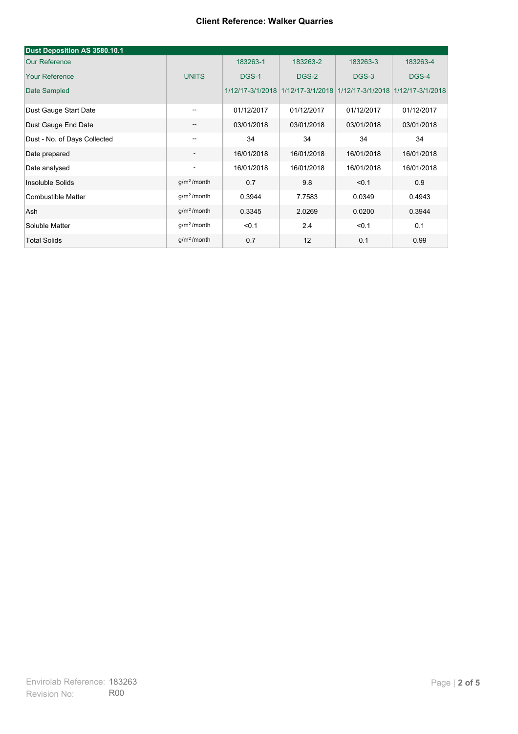**Client Reference: Walker Quarries**

| Dust Deposition AS 3580.10.1 | | | | | |
|---|---|---|---|---|---|
| Our Reference | | 183263-1 | 183263-2 | 183263-3 | 183263-4 |
| Your Reference | UNITS | DGS-1 | DGS-2 | DGS-3 | DGS-4 |
| Date Sampled | | 1/12/17-3/1/2018 | 1/12/17-3/1/2018 | 1/12/17-3/1/2018 | 1/12/17-3/1/2018 |
| Dust Gauge Start Date | -- | 01/12/2017 | 01/12/2017 | 01/12/2017 | 01/12/2017 |
| Dust Gauge End Date | -- | 03/01/2018 | 03/01/2018 | 03/01/2018 | 03/01/2018 |
| Dust - No. of Days Collected | -- | 34 | 34 | 34 | 34 |
| Date prepared | - | 16/01/2018 | 16/01/2018 | 16/01/2018 | 16/01/2018 |
| Date analysed | - | 16/01/2018 | 16/01/2018 | 16/01/2018 | 16/01/2018 |
| Insoluble Solids | $g/m^2$/month | 0.7 | 9.8 | <0.1 | 0.9 |
| Combustible Matter | $g/m^2$/month | 0.3944 | 7.7583 | 0.0349 | 0.4943 |
| Ash | $g/m^2$/month | 0.3345 | 2.0269 | 0.0200 | 0.3944 |
| Soluble Matter | $g/m^2$/month | <0.1 | 2.4 | <0.1 | 0.1 |
| Total Solids | $g/m^2$/month | 0.7 | 12 | 0.1 | 0.99 |

Envirolab Reference: 183263
Revision No: R00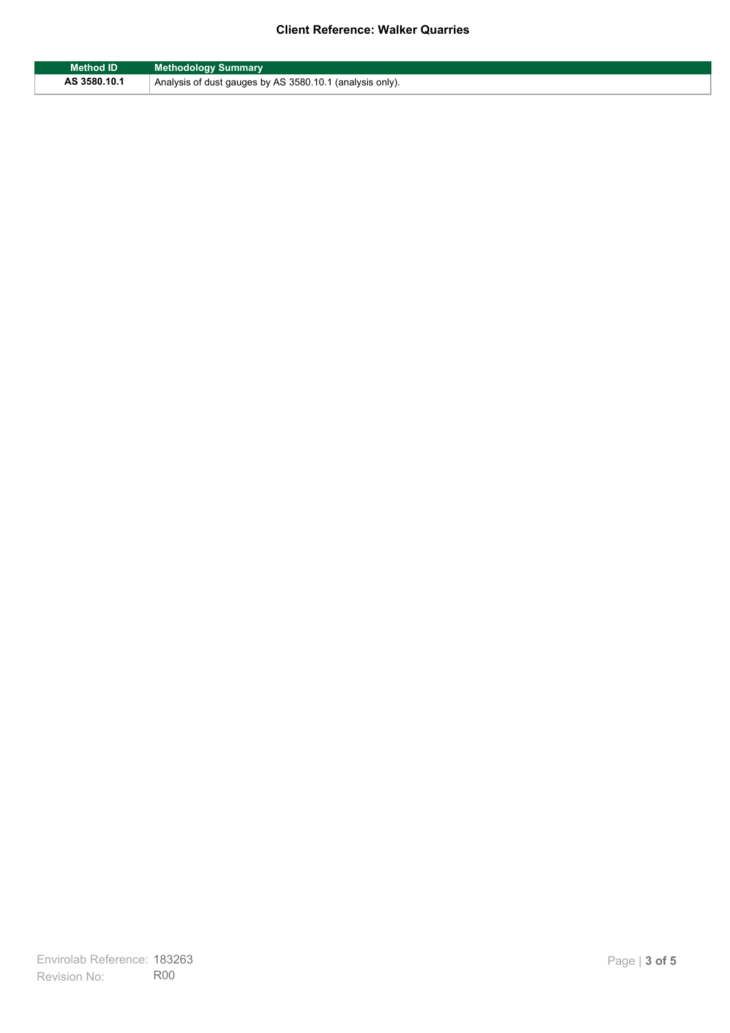| Method ID | Methodology Summary |
|---|---|
| AS 3580.10.1 | Analysis of dust gauges by AS 3580.10.1 (analysis only). |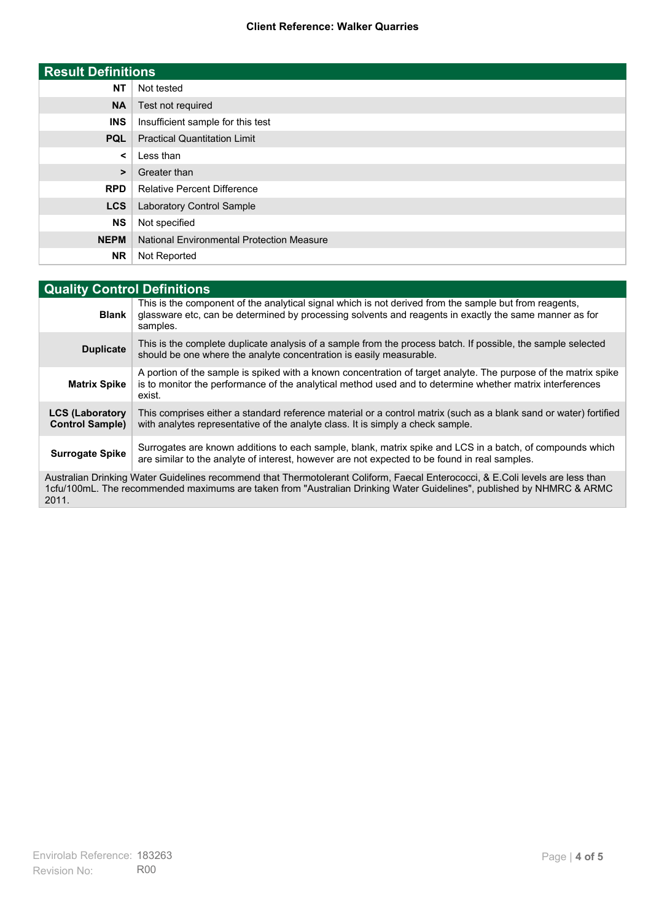**Client Reference: Walker Quarries**

## Result Definitions

| | |
|---|---|
| **NT** | Not tested |
| **NA** | Test not required |
| **INS** | Insufficient sample for this test |
| **PQL** | Practical Quantitation Limit |
| **<** | Less than |
| **>** | Greater than |
| **RPD** | Relative Percent Difference |
| **LCS** | Laboratory Control Sample |
| **NS** | Not specified |
| **NEPM** | National Environmental Protection Measure |
| **NR** | Not Reported |

## Quality Control Definitions

| | |
|---|---|
| **Blank** | This is the component of the analytical signal which is not derived from the sample but from reagents, glassware etc, can be determined by processing solvents and reagents in exactly the same manner as for samples. |
| **Duplicate** | This is the complete duplicate analysis of a sample from the process batch. If possible, the sample selected should be one where the analyte concentration is easily measurable. |
| **Matrix Spike** | A portion of the sample is spiked with a known concentration of target analyte. The purpose of the matrix spike is to monitor the performance of the analytical method used and to determine whether matrix interferences exist. |
| **LCS (Laboratory Control Sample)** | This comprises either a standard reference material or a control matrix (such as a blank sand or water) fortified with analytes representative of the analyte class. It is simply a check sample. |
| **Surrogate Spike** | Surrogates are known additions to each sample, blank, matrix spike and LCS in a batch, of compounds which are similar to the analyte of interest, however are not expected to be found in real samples. |

Australian Drinking Water Guidelines recommend that Thermotolerant Coliform, Faecal Enterococci, & E.Coli levels are less than 1cfu/100mL. The recommended maximums are taken from "Australian Drinking Water Guidelines", published by NHMRC & ARMC 2011.

Envirolab Reference: 183263
Revision No: R00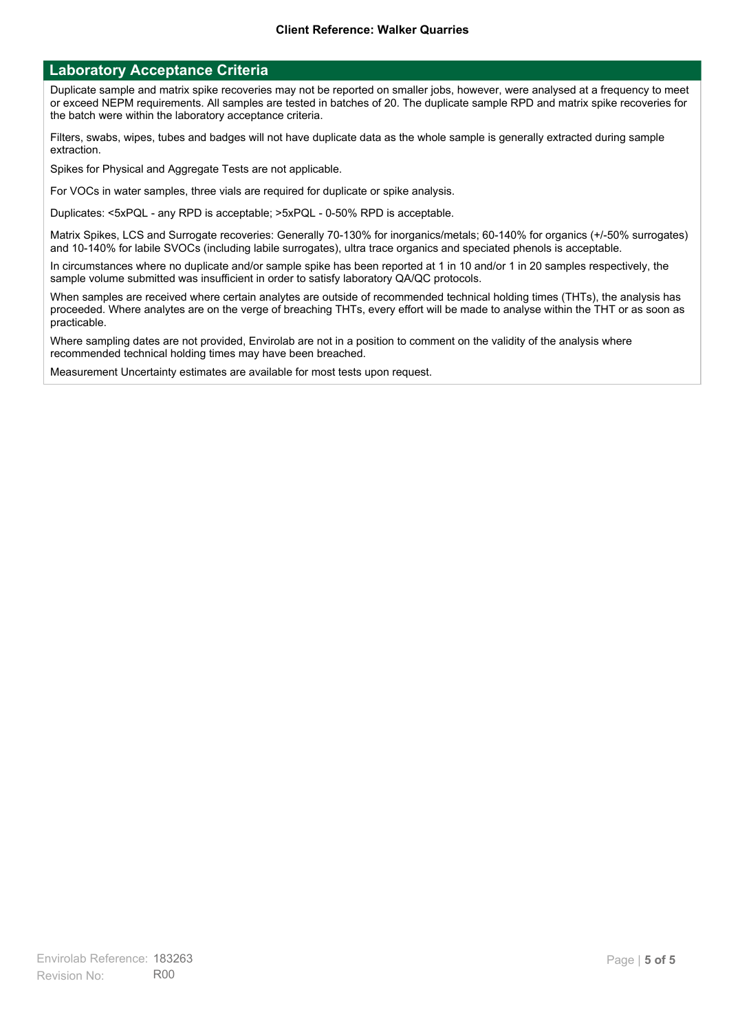## Laboratory Acceptance Criteria

Duplicate sample and matrix spike recoveries may not be reported on smaller jobs, however, were analysed at a frequency to meet or exceed NEPM requirements. All samples are tested in batches of 20. The duplicate sample RPD and matrix spike recoveries for the batch were within the laboratory acceptance criteria.

Filters, swabs, wipes, tubes and badges will not have duplicate data as the whole sample is generally extracted during sample extraction.

Spikes for Physical and Aggregate Tests are not applicable.

For VOCs in water samples, three vials are required for duplicate or spike analysis.

Duplicates: <5xPQL - any RPD is acceptable; >5xPQL - 0-50% RPD is acceptable.

Matrix Spikes, LCS and Surrogate recoveries: Generally 70-130% for inorganics/metals; 60-140% for organics (+/-50% surrogates) and 10-140% for labile SVOCs (including labile surrogates), ultra trace organics and speciated phenols is acceptable.

In circumstances where no duplicate and/or sample spike has been reported at 1 in 10 and/or 1 in 20 samples respectively, the sample volume submitted was insufficient in order to satisfy laboratory QA/QC protocols.

When samples are received where certain analytes are outside of recommended technical holding times (THTs), the analysis has proceeded. Where analytes are on the verge of breaching THTs, every effort will be made to analyse within the THT or as soon as practicable.

Where sampling dates are not provided, Envirolab are not in a position to comment on the validity of the analysis where recommended technical holding times may have been breached.

Measurement Uncertainty estimates are available for most tests upon request.